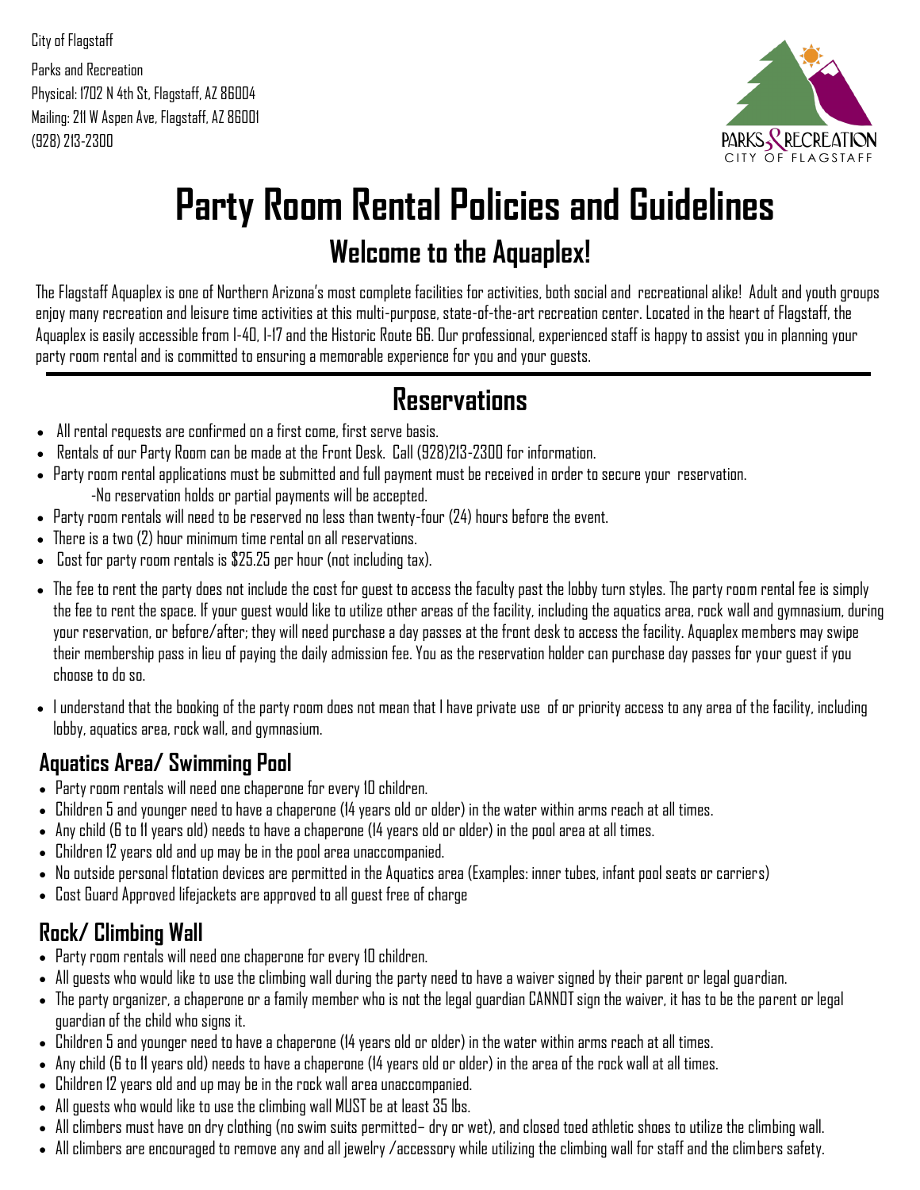City of Flagstaff

Parks and Recreation
Physical: 1702 N 4th St, Flagstaff, AZ 86004
Mailing: 211 W Aspen Ave, Flagstaff, AZ 86001
(928) 213-2300

PARKS & RECREATION
CITY OF FLAGSTAFF

# Party Room Rental Policies and Guidelines

## Welcome to the Aquaplex!

The Flagstaff Aquaplex is one of Northern Arizona's most complete facilities for activities, both social and recreational alike! Adult and youth groups enjoy many recreation and leisure time activities at this multi-purpose, state-of-the-art recreation center. Located in the heart of Flagstaff, the Aquaplex is easily accessible from I-40, I-17 and the Historic Route 66. Our professional, experienced staff is happy to assist you in planning your party room rental and is committed to ensuring a memorable experience for you and your guests.

---

## Reservations

- All rental requests are confirmed on a first come, first serve basis.
- Rentals of our Party Room can be made at the Front Desk. Call (928)213-2300 for information.
- Party room rental applications must be submitted and full payment must be received in order to secure your reservation.
  -No reservation holds or partial payments will be accepted.
- Party room rentals will need to be reserved no less than twenty-four (24) hours before the event.
- There is a two (2) hour minimum time rental on all reservations.
- Cost for party room rentals is $25.25 per hour (not including tax).
- The fee to rent the party does not include the cost for guest to access the faculty past the lobby turn styles. The party room rental fee is simply the fee to rent the space. If your guest would like to utilize other areas of the facility, including the aquatics area, rock wall and gymnasium, during your reservation, or before/after; they will need purchase a day passes at the front desk to access the facility. Aquaplex members may swipe their membership pass in lieu of paying the daily admission fee. You as the reservation holder can purchase day passes for your guest if you choose to do so.
- I understand that the booking of the party room does not mean that I have private use of or priority access to any area of the facility, including lobby, aquatics area, rock wall, and gymnasium.

### Aquatics Area/ Swimming Pool

- Party room rentals will need one chaperone for every 10 children.
- Children 5 and younger need to have a chaperone (14 years old or older) in the water within arms reach at all times.
- Any child (6 to 11 years old) needs to have a chaperone (14 years old or older) in the pool area at all times.
- Children 12 years old and up may be in the pool area unaccompanied.
- No outside personal flotation devices are permitted in the Aquatics area (Examples: inner tubes, infant pool seats or carriers)
- Cost Guard Approved lifejackets are approved to all guest free of charge

### Rock/ Climbing Wall

- Party room rentals will need one chaperone for every 10 children.
- All guests who would like to use the climbing wall during the party need to have a waiver signed by their parent or legal guardian.
- The party organizer, a chaperone or a family member who is not the legal guardian CANNOT sign the waiver, it has to be the parent or legal guardian of the child who signs it.
- Children 5 and younger need to have a chaperone (14 years old or older) in the water within arms reach at all times.
- Any child (6 to 11 years old) needs to have a chaperone (14 years old or older) in the area of the rock wall at all times.
- Children 12 years old and up may be in the rock wall area unaccompanied.
- All guests who would like to use the climbing wall MUST be at least 35 lbs.
- All climbers must have on dry clothing (no swim suits permitted– dry or wet), and closed toed athletic shoes to utilize the climbing wall.
- All climbers are encouraged to remove any and all jewelry /accessory while utilizing the climbing wall for staff and the climbers safety.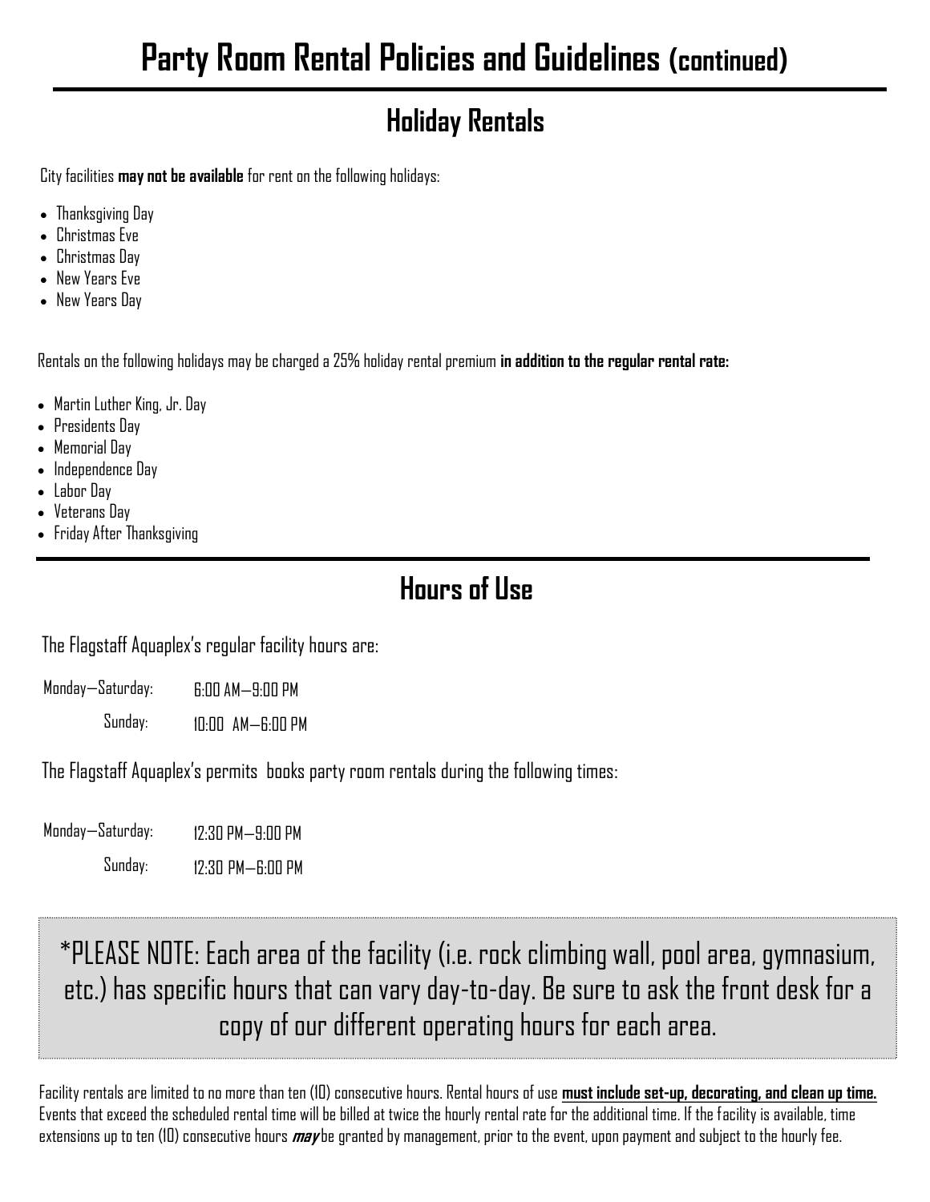# Party Room Rental Policies and Guidelines (continued)

## Holiday Rentals

City facilities **may not be available** for rent on the following holidays:

- Thanksgiving Day
- Christmas Eve
- Christmas Day
- New Years Eve
- New Years Day

Rentals on the following holidays may be charged a 25% holiday rental premium **in addition to the regular rental rate:**

- Martin Luther King, Jr. Day
- Presidents Day
- Memorial Day
- Independence Day
- Labor Day
- Veterans Day
- Friday After Thanksgiving

## Hours of Use

The Flagstaff Aquaplex's regular facility hours are:

Monday—Saturday: 6:00 AM—9:00 PM

Sunday: 10:00 AM—6:00 PM

The Flagstaff Aquaplex's permits books party room rentals during the following times:

Monday—Saturday: 12:30 PM—9:00 PM

Sunday: 12:30 PM—6:00 PM

*PLEASE NOTE: Each area of the facility (i.e. rock climbing wall, pool area, gymnasium, etc.) has specific hours that can vary day-to-day. Be sure to ask the front desk for a copy of our different operating hours for each area.

Facility rentals are limited to no more than ten (10) consecutive hours. Rental hours of use **must include set-up, decorating, and clean up time.** Events that exceed the scheduled rental time will be billed at twice the hourly rental rate for the additional time. If the facility is available, time extensions up to ten (10) consecutive hours ***may*** be granted by management, prior to the event, upon payment and subject to the hourly fee.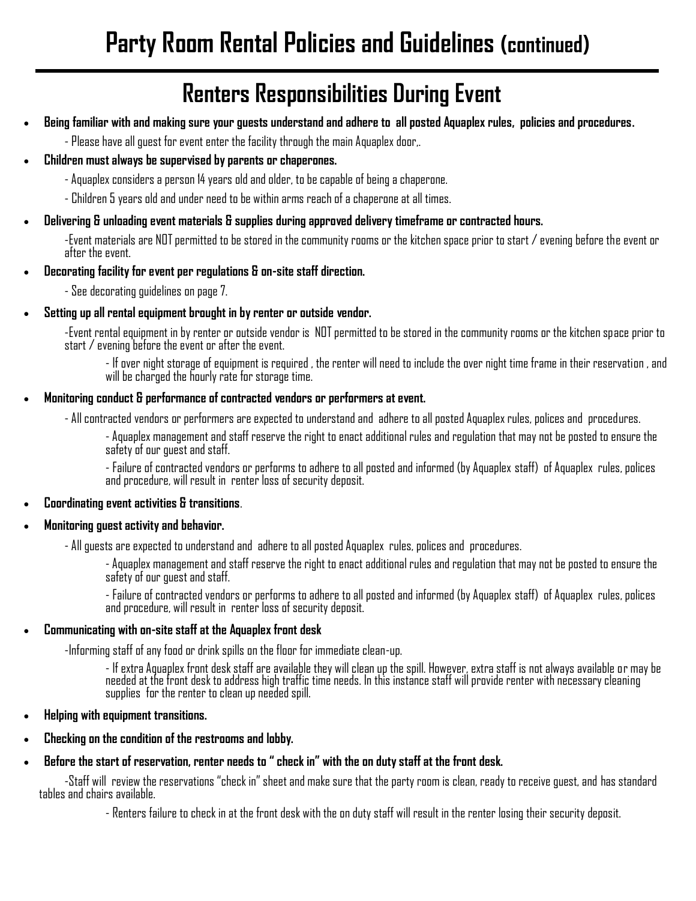# Party Room Rental Policies and Guidelines (continued)

## Renters Responsibilities During Event

- **Being familiar with and making sure your guests understand and adhere to all posted Aquaplex rules, policies and procedures.**
  - Please have all guest for event enter the facility through the main Aquaplex door,.
- **Children must always be supervised by parents or chaperones.**
  - Aquaplex considers a person 14 years old and older, to be capable of being a chaperone.
  - Children 5 years old and under need to be within arms reach of a chaperone at all times.
- **Delivering & unloading event materials & supplies during approved delivery timeframe or contracted hours.**
  - Event materials are NOT permitted to be stored in the community rooms or the kitchen space prior to start / evening before the event or after the event.
- **Decorating facility for event per regulations & on-site staff direction.**
  - See decorating guidelines on page 7.
- **Setting up all rental equipment brought in by renter or outside vendor.**
  - Event rental equipment in by renter or outside vendor is NOT permitted to be stored in the community rooms or the kitchen space prior to start / evening before the event or after the event.
    - If over night storage of equipment is required , the renter will need to include the over night time frame in their reservation , and will be charged the hourly rate for storage time.
- **Monitoring conduct & performance of contracted vendors or performers at event.**
  - All contracted vendors or performers are expected to understand and adhere to all posted Aquaplex rules, polices and procedures.
    - Aquaplex management and staff reserve the right to enact additional rules and regulation that may not be posted to ensure the safety of our guest and staff.
    - Failure of contracted vendors or performs to adhere to all posted and informed (by Aquaplex staff) of Aquaplex rules, polices and procedure, will result in renter loss of security deposit.
- **Coordinating event activities & transitions**.
- **Monitoring guest activity and behavior.**
  - All guests are expected to understand and adhere to all posted Aquaplex rules, polices and procedures.
    - Aquaplex management and staff reserve the right to enact additional rules and regulation that may not be posted to ensure the safety of our guest and staff.
    - Failure of contracted vendors or performs to adhere to all posted and informed (by Aquaplex staff) of Aquaplex rules, polices and procedure, will result in renter loss of security deposit.
- **Communicating with on-site staff at the Aquaplex front desk**
  - Informing staff of any food or drink spills on the floor for immediate clean-up.
    - If extra Aquaplex front desk staff are available they will clean up the spill. However, extra staff is not always available or may be needed at the front desk to address high traffic time needs. In this instance staff will provide renter with necessary cleaning supplies for the renter to clean up needed spill.
- **Helping with equipment transitions.**
- **Checking on the condition of the restrooms and lobby.**
- **Before the start of reservation, renter needs to " check in" with the on duty staff at the front desk.**
  - Staff will review the reservations "check in" sheet and make sure that the party room is clean, ready to receive guest, and has standard tables and chairs available.
    - Renters failure to check in at the front desk with the on duty staff will result in the renter losing their security deposit.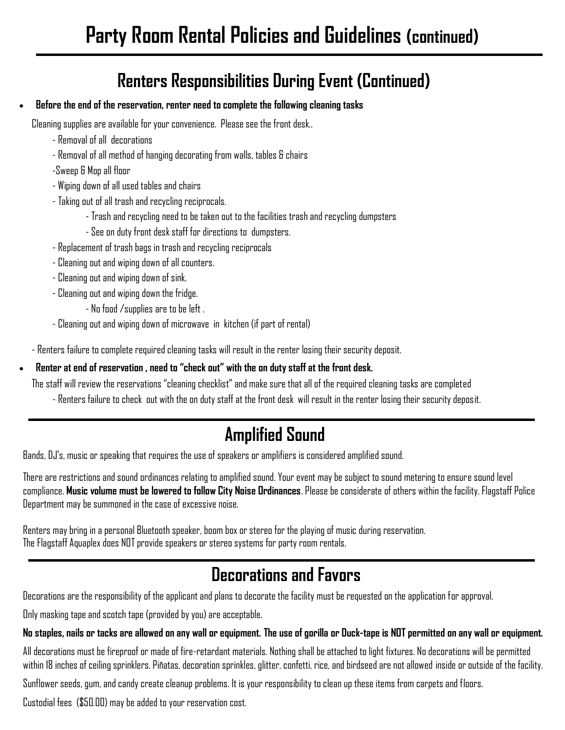# Party Room Rental Policies and Guidelines (continued)

## Renters Responsibilities During Event (Continued)

- **Before the end of the reservation, renter need to complete the following cleaning tasks**

  Cleaning supplies are available for your convenience. Please see the front desk..

  - Removal of all decorations
  - Removal of all method of hanging decorating from walls, tables & chairs
  - Sweep & Mop all floor
  - Wiping down of all used tables and chairs
  - Taking out of all trash and recycling reciprocals.
    - Trash and recycling need to be taken out to the facilities trash and recycling dumpsters
    - See on duty front desk staff for directions to dumpsters.
  - Replacement of trash bags in trash and recycling reciprocals
  - Cleaning out and wiping down of all counters.
  - Cleaning out and wiping down of sink.
  - Cleaning out and wiping down the fridge.
    - No food /supplies are to be left .
  - Cleaning out and wiping down of microwave in kitchen (if part of rental)

  - Renters failure to complete required cleaning tasks will result in the renter losing their security deposit.

- **Renter at end of reservation , need to "check out" with the on duty staff at the front desk.**

  The staff will review the reservations "cleaning checklist" and make sure that all of the required cleaning tasks are completed

  - Renters failure to check out with the on duty staff at the front desk will result in the renter losing their security deposit.

## Amplified Sound

Bands, DJ's, music or speaking that requires the use of speakers or amplifiers is considered amplified sound.

There are restrictions and sound ordinances relating to amplified sound. Your event may be subject to sound metering to ensure sound level compliance. **Music volume must be lowered to follow City Noise Ordinances**. Please be considerate of others within the facility. Flagstaff Police Department may be summoned in the case of excessive noise.

Renters may bring in a personal Bluetooth speaker, boom box or stereo for the playing of music during reservation.
The Flagstaff Aquaplex does NOT provide speakers or stereo systems for party room rentals.

## Decorations and Favors

Decorations are the responsibility of the applicant and plans to decorate the facility must be requested on the application for approval.

Only masking tape and scotch tape (provided by you) are acceptable.

**No staples, nails or tacks are allowed on any wall or equipment. The use of gorilla or Duck-tape is NOT permitted on any wall or equipment.**

All decorations must be fireproof or made of fire-retardant materials. Nothing shall be attached to light fixtures. No decorations will be permitted within 18 inches of ceiling sprinklers. Piñatas, decoration sprinkles, glitter, confetti, rice, and birdseed are not allowed inside or outside of the facility.

Sunflower seeds, gum, and candy create cleanup problems. It is your responsibility to clean up these items from carpets and floors.

Custodial fees ($50.00) may be added to your reservation cost.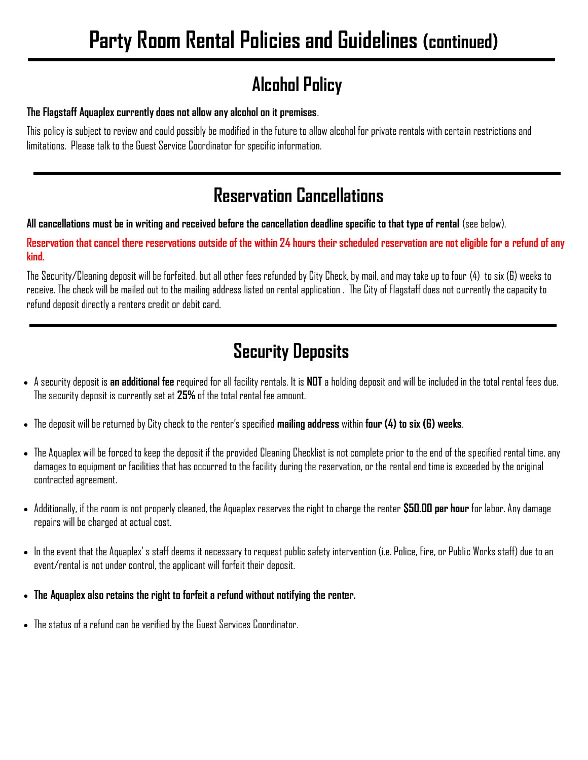# Party Room Rental Policies and Guidelines (continued)

## Alcohol Policy

**The Flagstaff Aquaplex currently does not allow any alcohol on it premises**.

This policy is subject to review and could possibly be modified in the future to allow alcohol for private rentals with certain restrictions and limitations. Please talk to the Guest Service Coordinator for specific information.

## Reservation Cancellations

**All cancellations must be in writing and received before the cancellation deadline specific to that type of rental** (see below).

**Reservation that cancel there reservations outside of the within 24 hours their scheduled reservation are not eligible for a refund of any kind.**

The Security/Cleaning deposit will be forfeited, but all other fees refunded by City Check, by mail, and may take up to four (4) to six (6) weeks to receive. The check will be mailed out to the mailing address listed on rental application . The City of Flagstaff does not currently the capacity to refund deposit directly a renters credit or debit card.

## Security Deposits

- A security deposit is **an additional fee** required for all facility rentals. It is **NOT** a holding deposit and will be included in the total rental fees due. The security deposit is currently set at **25%** of the total rental fee amount.
- The deposit will be returned by City check to the renter's specified **mailing address** within **four (4) to six (6) weeks**.
- The Aquaplex will be forced to keep the deposit if the provided Cleaning Checklist is not complete prior to the end of the specified rental time, any damages to equipment or facilities that has occurred to the facility during the reservation, or the rental end time is exceeded by the original contracted agreement.
- Additionally, if the room is not properly cleaned, the Aquaplex reserves the right to charge the renter **$50.00 per hour** for labor. Any damage repairs will be charged at actual cost.
- In the event that the Aquaplex' s staff deems it necessary to request public safety intervention (i.e. Police, Fire, or Public Works staff) due to an event/rental is not under control, the applicant will forfeit their deposit.
- **The Aquaplex also retains the right to forfeit a refund without notifying the renter.**
- The status of a refund can be verified by the Guest Services Coordinator.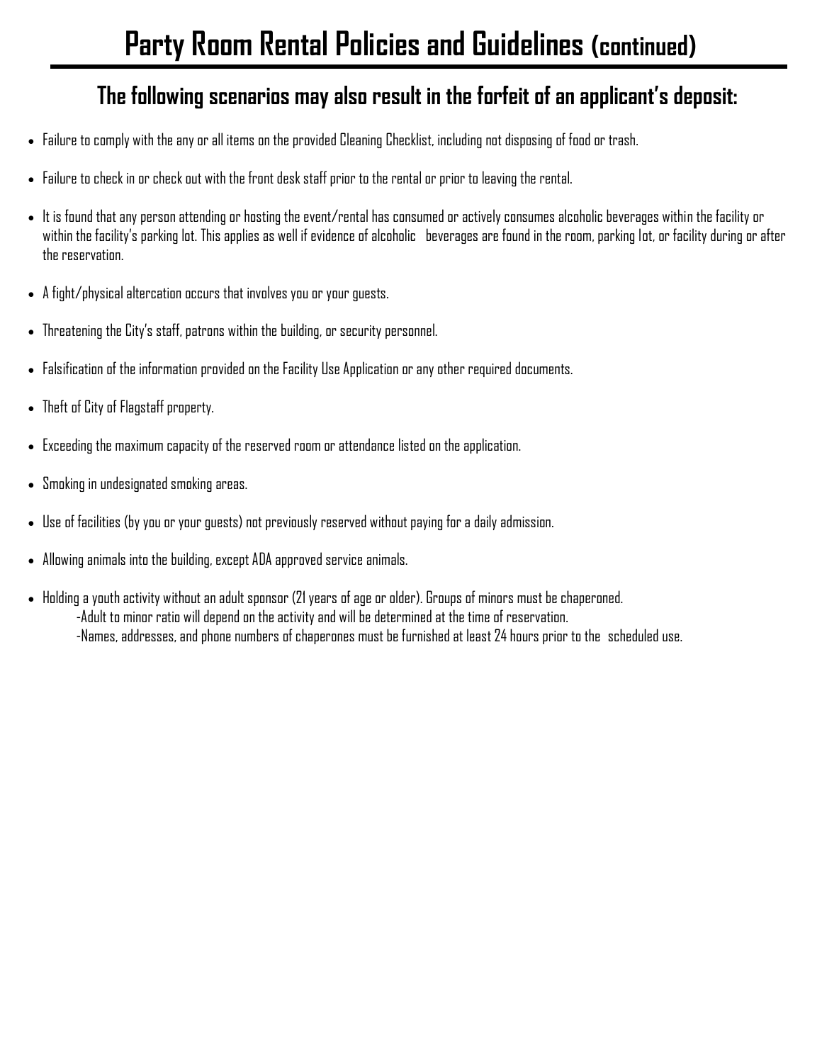# Party Room Rental Policies and Guidelines (continued)

## The following scenarios may also result in the forfeit of an applicant's deposit:

- Failure to comply with the any or all items on the provided Cleaning Checklist, including not disposing of food or trash.
- Failure to check in or check out with the front desk staff prior to the rental or prior to leaving the rental.
- It is found that any person attending or hosting the event/rental has consumed or actively consumes alcoholic beverages within the facility or within the facility's parking lot. This applies as well if evidence of alcoholic beverages are found in the room, parking lot, or facility during or after the reservation.
- A fight/physical altercation occurs that involves you or your guests.
- Threatening the City's staff, patrons within the building, or security personnel.
- Falsification of the information provided on the Facility Use Application or any other required documents.
- Theft of City of Flagstaff property.
- Exceeding the maximum capacity of the reserved room or attendance listed on the application.
- Smoking in undesignated smoking areas.
- Use of facilities (by you or your guests) not previously reserved without paying for a daily admission.
- Allowing animals into the building, except ADA approved service animals.
- Holding a youth activity without an adult sponsor (21 years of age or older). Groups of minors must be chaperoned.
  - -Adult to minor ratio will depend on the activity and will be determined at the time of reservation.
  - -Names, addresses, and phone numbers of chaperones must be furnished at least 24 hours prior to the scheduled use.